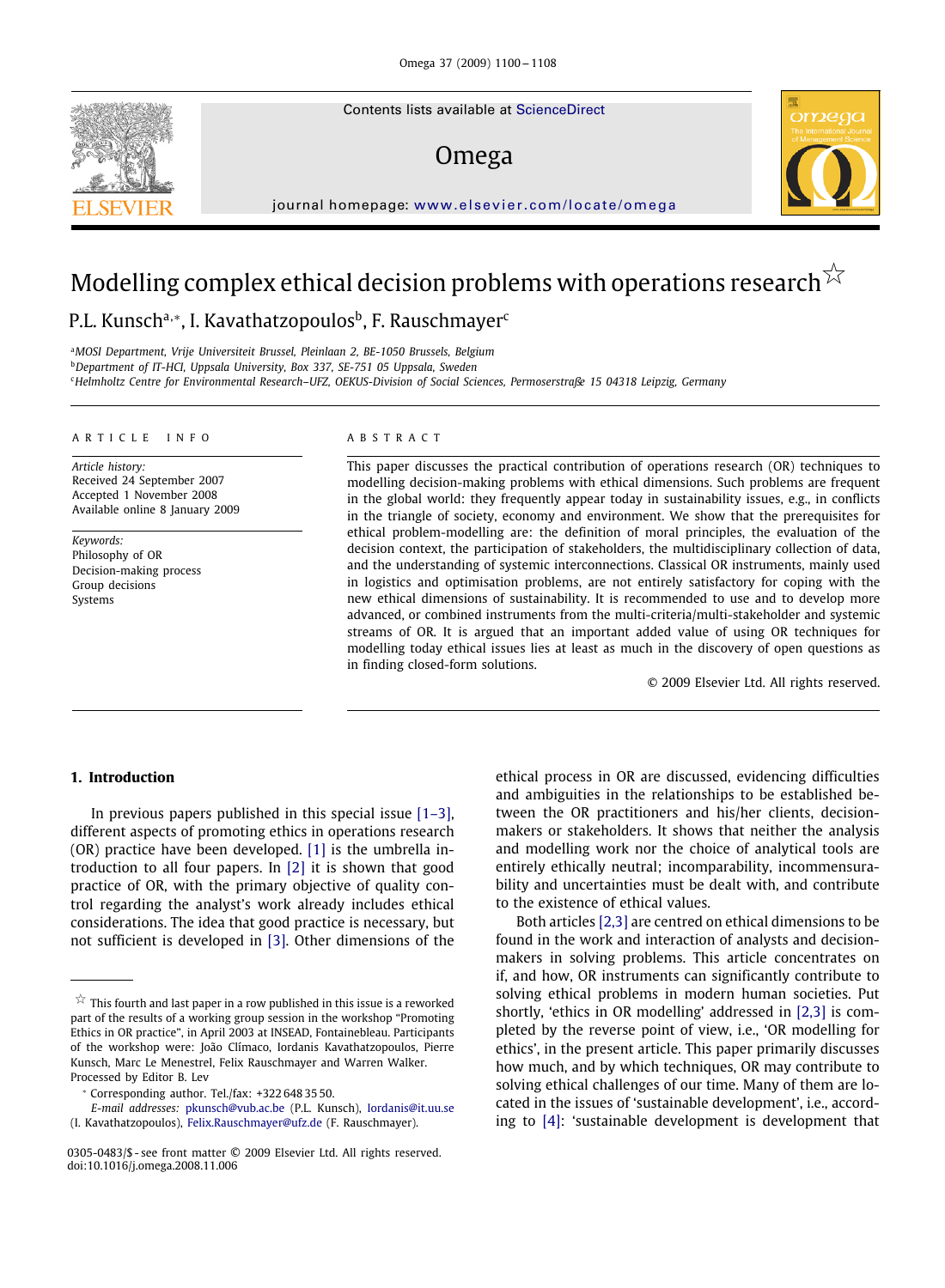# Modelling complex ethical decision problems with operations research ☆

P.L. Kunsch[a,*], I. Kavathatzopoulos[b], F. Rauschmayer[c]

[a] MOSI Department, Vrije Universiteit Brussel, Pleinlaan 2, BE-1050 Brussels, Belgium
[b] Department of IT-HCI, Uppsala University, Box 337, SE-751 05 Uppsala, Sweden
[c] Helmholtz Centre for Environmental Research–UFZ, OEKUS-Division of Social Sciences, Permoserstraße 15 04318 Leipzig, Germany

## ARTICLE INFO

*Article history:*
Received 24 September 2007
Accepted 1 November 2008
Available online 8 January 2009

*Keywords:*
Philosophy of OR
Decision-making process
Group decisions
Systems

## ABSTRACT

This paper discusses the practical contribution of operations research (OR) techniques to modelling decision-making problems with ethical dimensions. Such problems are frequent in the global world: they frequently appear today in sustainability issues, e.g., in conflicts in the triangle of society, economy and environment. We show that the prerequisites for ethical problem-modelling are: the definition of moral principles, the evaluation of the decision context, the participation of stakeholders, the multidisciplinary collection of data, and the understanding of systemic interconnections. Classical OR instruments, mainly used in logistics and optimisation problems, are not entirely satisfactory for coping with the new ethical dimensions of sustainability. It is recommended to use and to develop more advanced, or combined instruments from the multi-criteria/multi-stakeholder and systemic streams of OR. It is argued that an important added value of using OR techniques for modelling today ethical issues lies at least as much in the discovery of open questions as in finding closed-form solutions.

© 2009 Elsevier Ltd. All rights reserved.

## 1. Introduction

In previous papers published in this special issue [1–3], different aspects of promoting ethics in operations research (OR) practice have been developed. [1] is the umbrella introduction to all four papers. In [2] it is shown that good practice of OR, with the primary objective of quality control regarding the analyst's work already includes ethical considerations. The idea that good practice is necessary, but not sufficient is developed in [3]. Other dimensions of the ethical process in OR are discussed, evidencing difficulties and ambiguities in the relationships to be established between the OR practitioners and his/her clients, decision-makers or stakeholders. It shows that neither the analysis and modelling work nor the choice of analytical tools are entirely ethically neutral; incomparability, incommensurability and uncertainties must be dealt with, and contribute to the existence of ethical values.

Both articles [2,3] are centred on ethical dimensions to be found in the work and interaction of analysts and decision-makers in solving problems. This article concentrates on if, and how, OR instruments can significantly contribute to solving ethical problems in modern human societies. Put shortly, 'ethics in OR modelling' addressed in [2,3] is completed by the reverse point of view, i.e., 'OR modelling for ethics', in the present article. This paper primarily discusses how much, and by which techniques, OR may contribute to solving ethical challenges of our time. Many of them are located in the issues of 'sustainable development', i.e., according to [4]: 'sustainable development is development that

---

☆ This fourth and last paper in a row published in this issue is a reworked part of the results of a working group session in the workshop "Promoting Ethics in OR practice", in April 2003 at INSEAD, Fontainebleau. Participants of the workshop were: João Clímaco, Iordanis Kavathatzopoulos, Pierre Kunsch, Marc Le Menestrel, Felix Rauschmayer and Warren Walker. Processed by Editor B. Lev

\* Corresponding author. Tel./fax: +322 648 35 50.
*E-mail addresses:* pkunsch@vub.ac.be (P.L. Kunsch), Iordanis@it.uu.se (I. Kavathatzopoulos), Felix.Rauschmayer@ufz.de (F. Rauschmayer).

0305-0483/$ - see front matter © 2009 Elsevier Ltd. All rights reserved.
doi:10.1016/j.omega.2008.11.006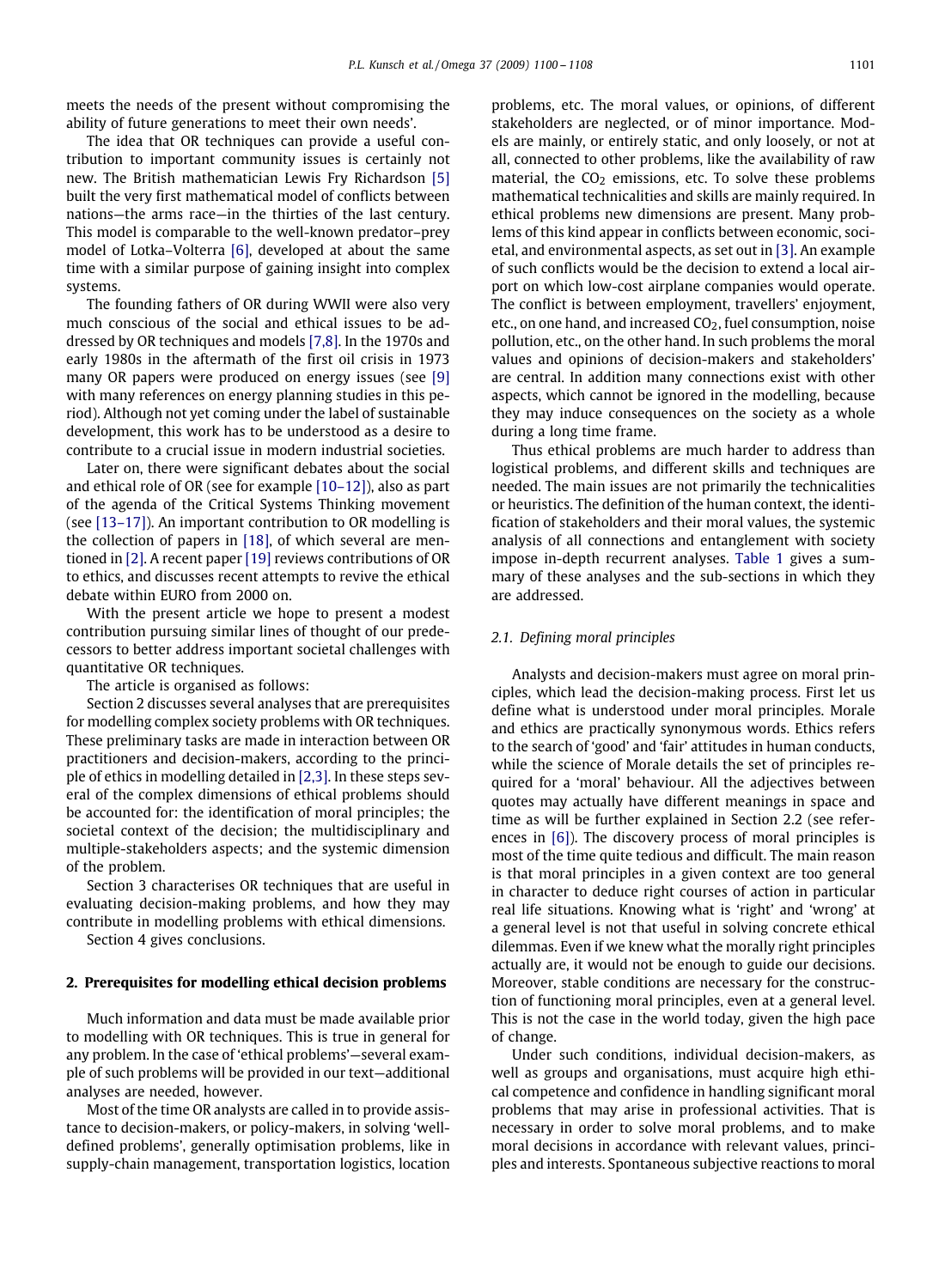meets the needs of the present without compromising the ability of future generations to meet their own needs'.

The idea that OR techniques can provide a useful contribution to important community issues is certainly not new. The British mathematician Lewis Fry Richardson [5] built the very first mathematical model of conflicts between nations—the arms race—in the thirties of the last century. This model is comparable to the well-known predator–prey model of Lotka–Volterra [6], developed at about the same time with a similar purpose of gaining insight into complex systems.

The founding fathers of OR during WWII were also very much conscious of the social and ethical issues to be addressed by OR techniques and models [7,8]. In the 1970s and early 1980s in the aftermath of the first oil crisis in 1973 many OR papers were produced on energy issues (see [9] with many references on energy planning studies in this period). Although not yet coming under the label of sustainable development, this work has to be understood as a desire to contribute to a crucial issue in modern industrial societies.

Later on, there were significant debates about the social and ethical role of OR (see for example [10–12]), also as part of the agenda of the Critical Systems Thinking movement (see [13–17]). An important contribution to OR modelling is the collection of papers in [18], of which several are mentioned in [2]. A recent paper [19] reviews contributions of OR to ethics, and discusses recent attempts to revive the ethical debate within EURO from 2000 on.

With the present article we hope to present a modest contribution pursuing similar lines of thought of our predecessors to better address important societal challenges with quantitative OR techniques.

The article is organised as follows:

Section 2 discusses several analyses that are prerequisites for modelling complex society problems with OR techniques. These preliminary tasks are made in interaction between OR practitioners and decision-makers, according to the principle of ethics in modelling detailed in [2,3]. In these steps several of the complex dimensions of ethical problems should be accounted for: the identification of moral principles; the societal context of the decision; the multidisciplinary and multiple-stakeholders aspects; and the systemic dimension of the problem.

Section 3 characterises OR techniques that are useful in evaluating decision-making problems, and how they may contribute in modelling problems with ethical dimensions.

Section 4 gives conclusions.

## 2. Prerequisites for modelling ethical decision problems

Much information and data must be made available prior to modelling with OR techniques. This is true in general for any problem. In the case of 'ethical problems'—several example of such problems will be provided in our text—additional analyses are needed, however.

Most of the time OR analysts are called in to provide assistance to decision-makers, or policy-makers, in solving 'well-defined problems', generally optimisation problems, like in supply-chain management, transportation logistics, location problems, etc. The moral values, or opinions, of different stakeholders are neglected, or of minor importance. Models are mainly, or entirely static, and only loosely, or not at all, connected to other problems, like the availability of raw material, the $CO_2$ emissions, etc. To solve these problems mathematical technicalities and skills are mainly required. In ethical problems new dimensions are present. Many problems of this kind appear in conflicts between economic, societal, and environmental aspects, as set out in [3]. An example of such conflicts would be the decision to extend a local airport on which low-cost airplane companies would operate. The conflict is between employment, travellers' enjoyment, etc., on one hand, and increased $CO_2$, fuel consumption, noise pollution, etc., on the other hand. In such problems the moral values and opinions of decision-makers and stakeholders' are central. In addition many connections exist with other aspects, which cannot be ignored in the modelling, because they may induce consequences on the society as a whole during a long time frame.

Thus ethical problems are much harder to address than logistical problems, and different skills and techniques are needed. The main issues are not primarily the technicalities or heuristics. The definition of the human context, the identification of stakeholders and their moral values, the systemic analysis of all connections and entanglement with society impose in-depth recurrent analyses. Table 1 gives a summary of these analyses and the sub-sections in which they are addressed.

### 2.1. Defining moral principles

Analysts and decision-makers must agree on moral principles, which lead the decision-making process. First let us define what is understood under moral principles. Morale and ethics are practically synonymous words. Ethics refers to the search of 'good' and 'fair' attitudes in human conducts, while the science of Morale details the set of principles required for a 'moral' behaviour. All the adjectives between quotes may actually have different meanings in space and time as will be further explained in Section 2.2 (see references in [6]). The discovery process of moral principles is most of the time quite tedious and difficult. The main reason is that moral principles in a given context are too general in character to deduce right courses of action in particular real life situations. Knowing what is 'right' and 'wrong' at a general level is not that useful in solving concrete ethical dilemmas. Even if we knew what the morally right principles actually are, it would not be enough to guide our decisions. Moreover, stable conditions are necessary for the construction of functioning moral principles, even at a general level. This is not the case in the world today, given the high pace of change.

Under such conditions, individual decision-makers, as well as groups and organisations, must acquire high ethical competence and confidence in handling significant moral problems that may arise in professional activities. That is necessary in order to solve moral problems, and to make moral decisions in accordance with relevant values, principles and interests. Spontaneous subjective reactions to moral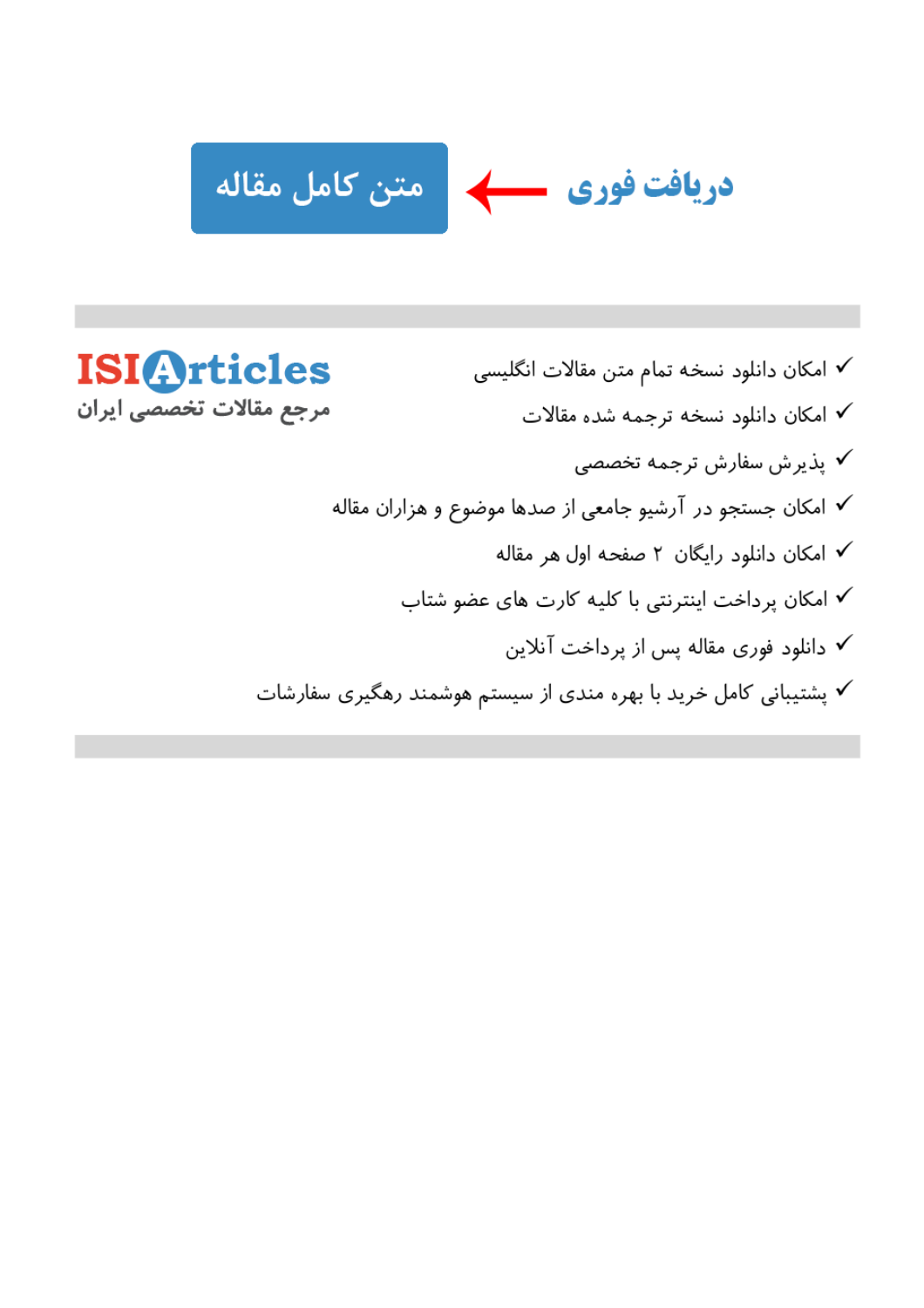دریافت فوری ← متن کامل مقاله

**ISIArticles**
مرجع مقالات تخصصی ایران

- ✓ امکان دانلود نسخه تمام متن مقالات انگلیسی
- ✓ امکان دانلود نسخه ترجمه شده مقالات
- ✓ پذیرش سفارش ترجمه تخصصی
- ✓ امکان جستجو در آرشیو جامعی از صدها موضوع و هزاران مقاله
- ✓ امکان دانلود رایگان ۲ صفحه اول هر مقاله
- ✓ امکان پرداخت اینترنتی با کلیه کارت های عضو شتاب
- ✓ دانلود فوری مقاله پس از پرداخت آنلاین
- ✓ پشتیبانی کامل خرید با بهره مندی از سیستم هوشمند رهگیری سفارشات